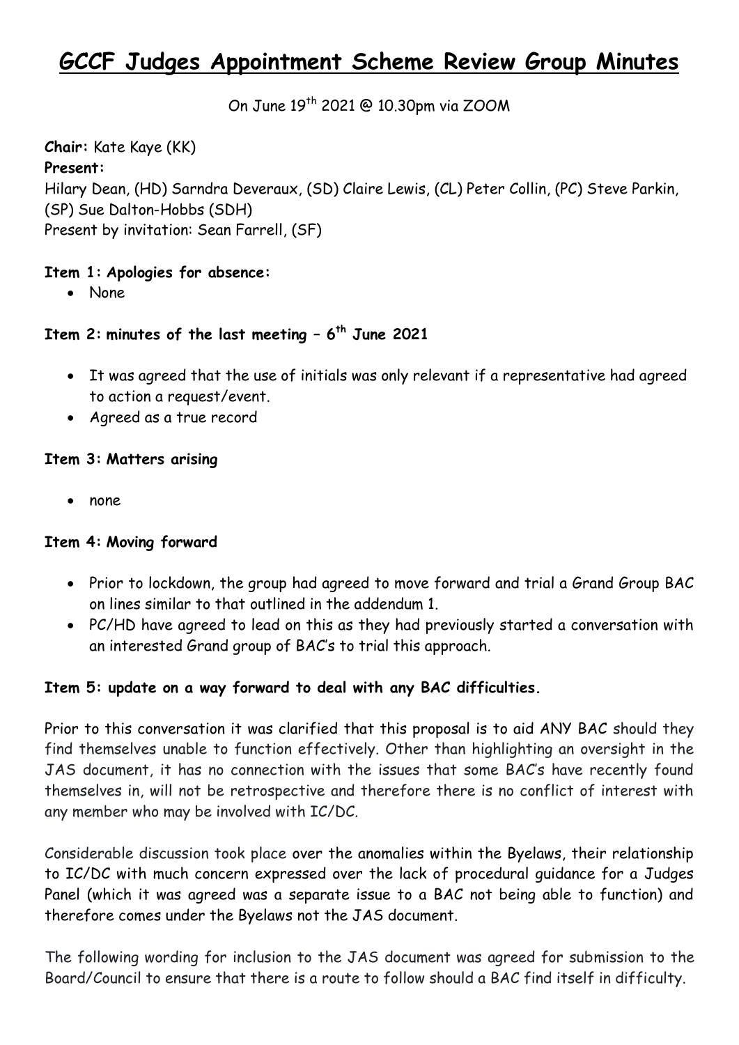# GCCF Judges Appointment Scheme Review Group Minutes

On June 19th 2021 @ 10.30pm via ZOOM

**Chair:** Kate Kaye (KK)

**Present:**

Hilary Dean, (HD) Sarndra Deveraux, (SD) Claire Lewis, (CL) Peter Collin, (PC) Steve Parkin, (SP) Sue Dalton-Hobbs (SDH)

Present by invitation: Sean Farrell, (SF)

**Item 1: Apologies for absence:**

- None

**Item 2: minutes of the last meeting – 6th June 2021**

- It was agreed that the use of initials was only relevant if a representative had agreed to action a request/event.
- Agreed as a true record

**Item 3: Matters arising**

- none

**Item 4: Moving forward**

- Prior to lockdown, the group had agreed to move forward and trial a Grand Group BAC on lines similar to that outlined in the addendum 1.
- PC/HD have agreed to lead on this as they had previously started a conversation with an interested Grand group of BAC's to trial this approach.

**Item 5: update on a way forward to deal with any BAC difficulties.**

Prior to this conversation it was clarified that this proposal is to aid ANY BAC should they find themselves unable to function effectively. Other than highlighting an oversight in the JAS document, it has no connection with the issues that some BAC's have recently found themselves in, will not be retrospective and therefore there is no conflict of interest with any member who may be involved with IC/DC.

Considerable discussion took place over the anomalies within the Byelaws, their relationship to IC/DC with much concern expressed over the lack of procedural guidance for a Judges Panel (which it was agreed was a separate issue to a BAC not being able to function) and therefore comes under the Byelaws not the JAS document.

The following wording for inclusion to the JAS document was agreed for submission to the Board/Council to ensure that there is a route to follow should a BAC find itself in difficulty.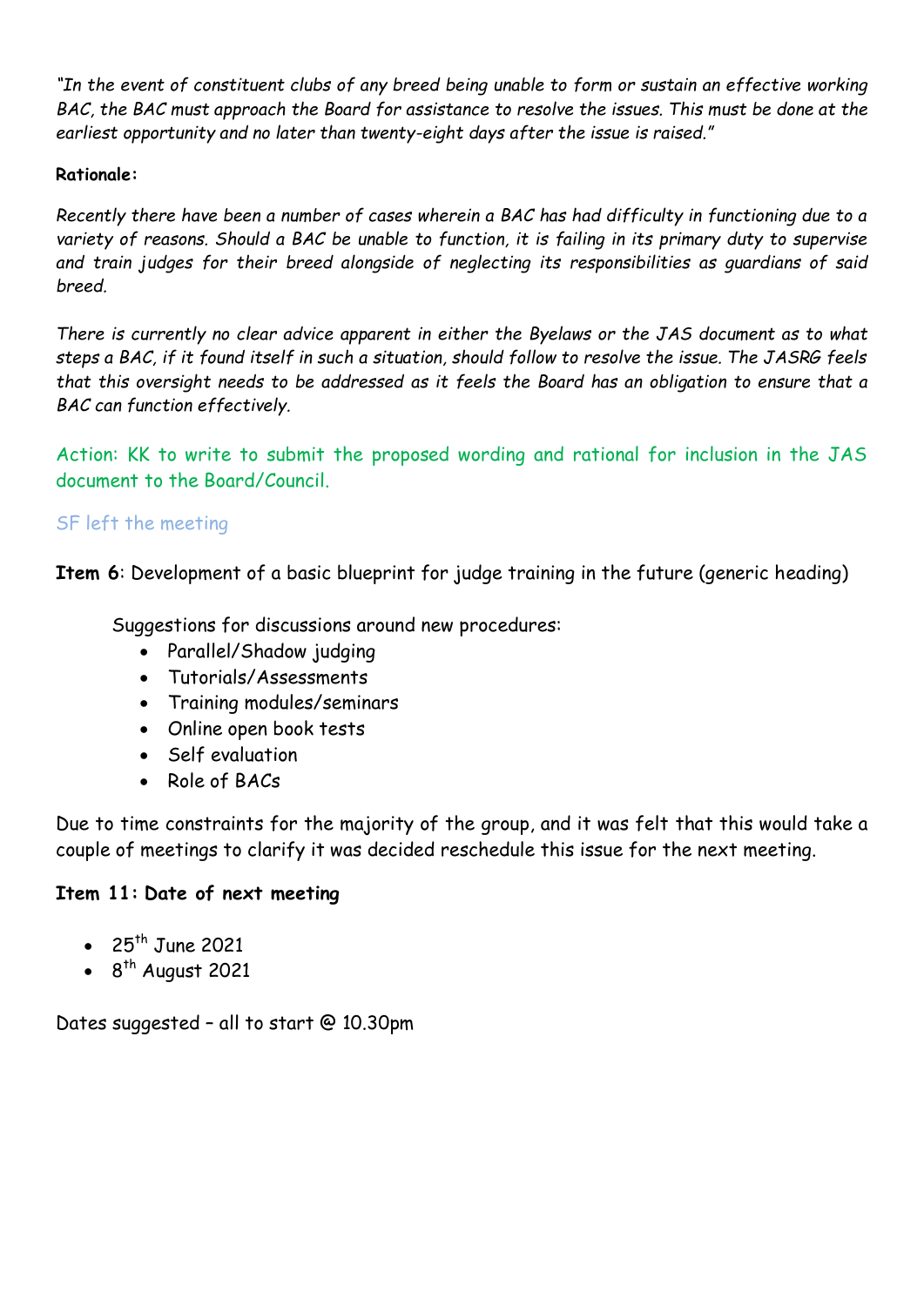*"In the event of constituent clubs of any breed being unable to form or sustain an effective working BAC, the BAC must approach the Board for assistance to resolve the issues. This must be done at the earliest opportunity and no later than twenty-eight days after the issue is raised."*

**Rationale:**

*Recently there have been a number of cases wherein a BAC has had difficulty in functioning due to a variety of reasons. Should a BAC be unable to function, it is failing in its primary duty to supervise and train judges for their breed alongside of neglecting its responsibilities as guardians of said breed.*

*There is currently no clear advice apparent in either the Byelaws or the JAS document as to what steps a BAC, if it found itself in such a situation, should follow to resolve the issue. The JASRG feels that this oversight needs to be addressed as it feels the Board has an obligation to ensure that a BAC can function effectively.*

Action: KK to write to submit the proposed wording and rational for inclusion in the JAS document to the Board/Council.

SF left the meeting

**Item 6**: Development of a basic blueprint for judge training in the future (generic heading)

Suggestions for discussions around new procedures:

- Parallel/Shadow judging
- Tutorials/Assessments
- Training modules/seminars
- Online open book tests
- Self evaluation
- Role of BACs

Due to time constraints for the majority of the group, and it was felt that this would take a couple of meetings to clarify it was decided reschedule this issue for the next meeting.

**Item 11: Date of next meeting**

- 25th June 2021
- 8th August 2021

Dates suggested – all to start @ 10.30pm